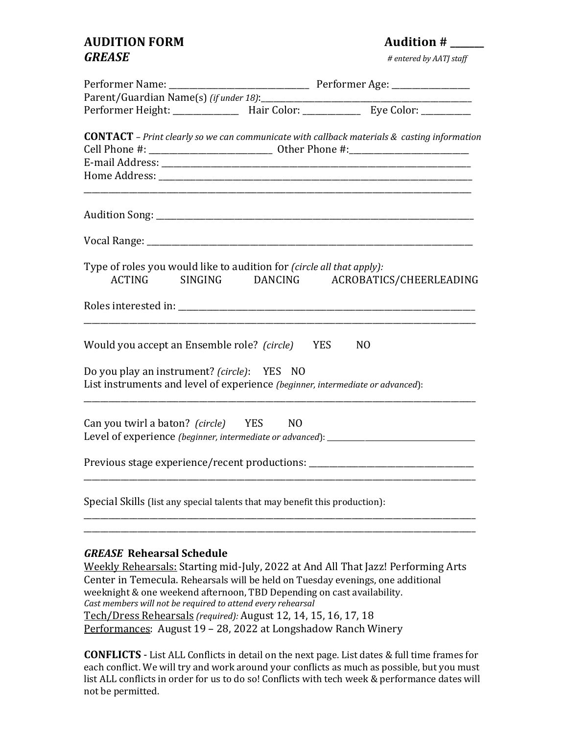**AUDITION FORM** **Audition # _______**

***GREASE*** *# entered by AATJ staff*

Performer Name: _______________________________ Performer Age: _________________

Parent/Guardian Name(s) *(if under 18)*:_____________________________________________

Performer Height: ______________ Hair Color: _____________ Eye Color: ___________

**CONTACT** – *Print clearly so we can communicate with callback materials & casting information*

Cell Phone #: ___________________________ Other Phone #:__________________________

E-mail Address: ____________________________________________________________________

Home Address: _____________________________________________________________________

_____________________________________________________________________________________

Audition Song: _____________________________________________________________________

Vocal Range: _______________________________________________________________________

Type of roles you would like to audition for *(circle all that apply):*

ACTING SINGING DANCING ACROBATICS/CHEERLEADING

Roles interested in: _________________________________________________________________

_____________________________________________________________________________________

Would you accept an Ensemble role? *(circle)* YES NO

Do you play an instrument? *(circle)*: YES NO

List instruments and level of experience *(beginner, intermediate or advanced)*:

_____________________________________________________________________________________

Can you twirl a baton? *(circle)* YES NO

Level of experience *(beginner, intermediate or advanced)*: ____________________________________

Previous stage experience/recent productions: _____________________________________

_____________________________________________________________________________________

Special Skills (list any special talents that may benefit this production):

_____________________________________________________________________________________

_____________________________________________________________________________________

***GREASE*** **Rehearsal Schedule**

Weekly Rehearsals: Starting mid-July, 2022 at And All That Jazz! Performing Arts Center in Temecula. Rehearsals will be held on Tuesday evenings, one additional weeknight & one weekend afternoon, TBD Depending on cast availability.
*Cast members will not be required to attend every rehearsal*

Tech/Dress Rehearsals *(required):* August 12, 14, 15, 16, 17, 18

Performances: August 19 – 28, 2022 at Longshadow Ranch Winery

**CONFLICTS** - List ALL Conflicts in detail on the next page. List dates & full time frames for each conflict. We will try and work around your conflicts as much as possible, but you must list ALL conflicts in order for us to do so! Conflicts with tech week & performance dates will not be permitted.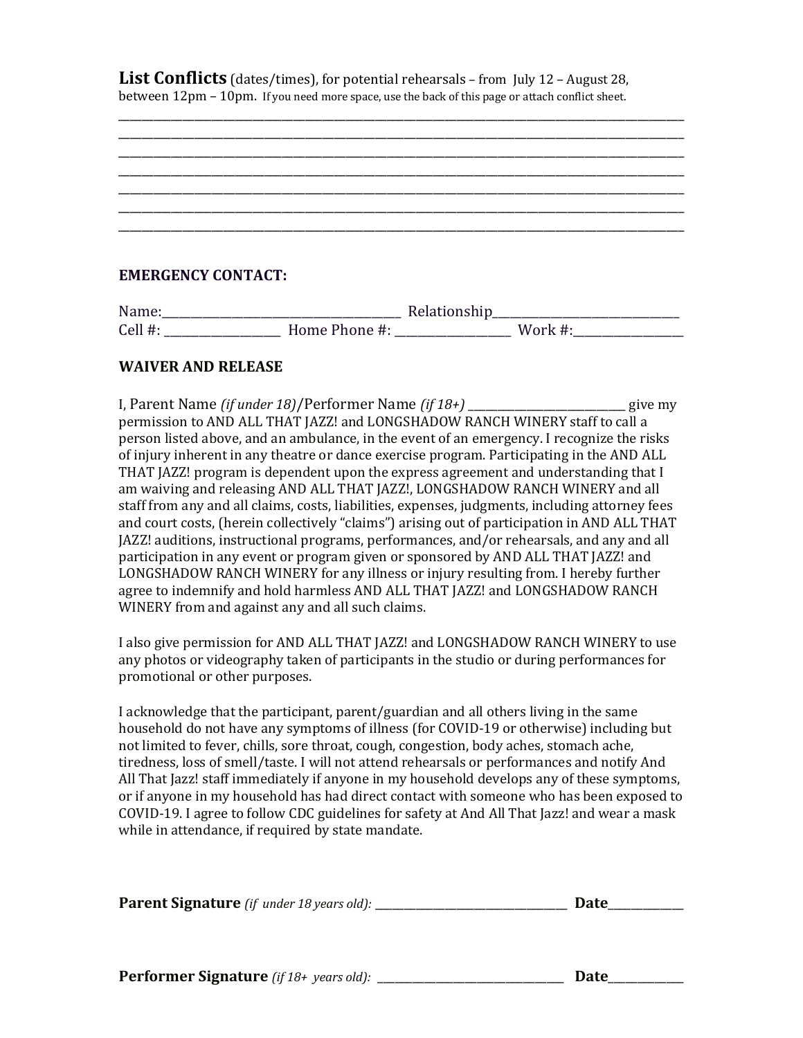**List Conflicts** (dates/times), for potential rehearsals – from July 12 – August 28, between 12pm – 10pm. If you need more space, use the back of this page or attach conflict sheet.

______________________________________________________________________________________
______________________________________________________________________________________
______________________________________________________________________________________
______________________________________________________________________________________
______________________________________________________________________________________
______________________________________________________________________________________
______________________________________________________________________________________

**EMERGENCY CONTACT:**

Name:_________________________________ Relationship_________________________
Cell #: _______________ Home Phone #: _______________ Work #:_______________

**WAIVER AND RELEASE**

I, Parent Name *(if under 18)*/Performer Name *(if 18+)* _______________________ give my permission to AND ALL THAT JAZZ! and LONGSHADOW RANCH WINERY staff to call a person listed above, and an ambulance, in the event of an emergency. I recognize the risks of injury inherent in any theatre or dance exercise program. Participating in the AND ALL THAT JAZZ! program is dependent upon the express agreement and understanding that I am waiving and releasing AND ALL THAT JAZZ!, LONGSHADOW RANCH WINERY and all staff from any and all claims, costs, liabilities, expenses, judgments, including attorney fees and court costs, (herein collectively "claims") arising out of participation in AND ALL THAT JAZZ! auditions, instructional programs, performances, and/or rehearsals, and any and all participation in any event or program given or sponsored by AND ALL THAT JAZZ! and LONGSHADOW RANCH WINERY for any illness or injury resulting from. I hereby further agree to indemnify and hold harmless AND ALL THAT JAZZ! and LONGSHADOW RANCH WINERY from and against any and all such claims.

I also give permission for AND ALL THAT JAZZ! and LONGSHADOW RANCH WINERY to use any photos or videography taken of participants in the studio or during performances for promotional or other purposes.

I acknowledge that the participant, parent/guardian and all others living in the same household do not have any symptoms of illness (for COVID-19 or otherwise) including but not limited to fever, chills, sore throat, cough, congestion, body aches, stomach ache, tiredness, loss of smell/taste. I will not attend rehearsals or performances and notify And All That Jazz! staff immediately if anyone in my household develops any of these symptoms, or if anyone in my household has had direct contact with someone who has been exposed to COVID-19. I agree to follow CDC guidelines for safety at And All That Jazz! and wear a mask while in attendance, if required by state mandate.

**Parent Signature** *(if under 18 years old):* ____________________________ **Date**__________

**Performer Signature** *(if 18+ years old):* ____________________________ **Date**__________